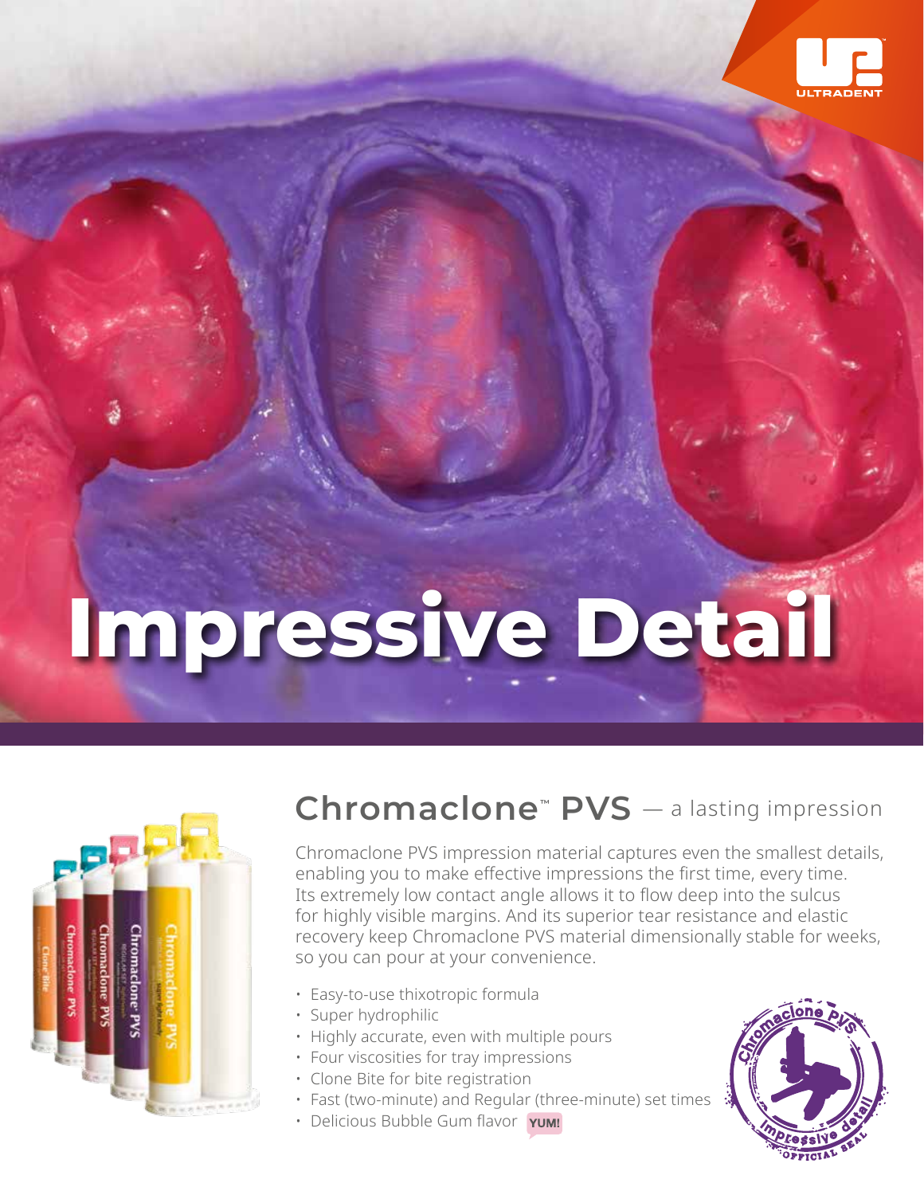# Impressive Detail

## Chromaclone™ PVS — a lasting impression

Chromaclone PVS impression material captures even the smallest details, enabling you to make effective impressions the first time, every time. Its extremely low contact angle allows it to flow deep into the sulcus for highly visible margins. And its superior tear resistance and elastic recovery keep Chromaclone PVS material dimensionally stable for weeks, so you can pour at your convenience.

- Easy-to-use thixotropic formula
- Super hydrophilic
- Highly accurate, even with multiple pours
- Four viscosities for tray impressions
- Clone Bite for bite registration
- Fast (two-minute) and Regular (three-minute) set times
- Delicious Bubble Gum flavor **YUM!**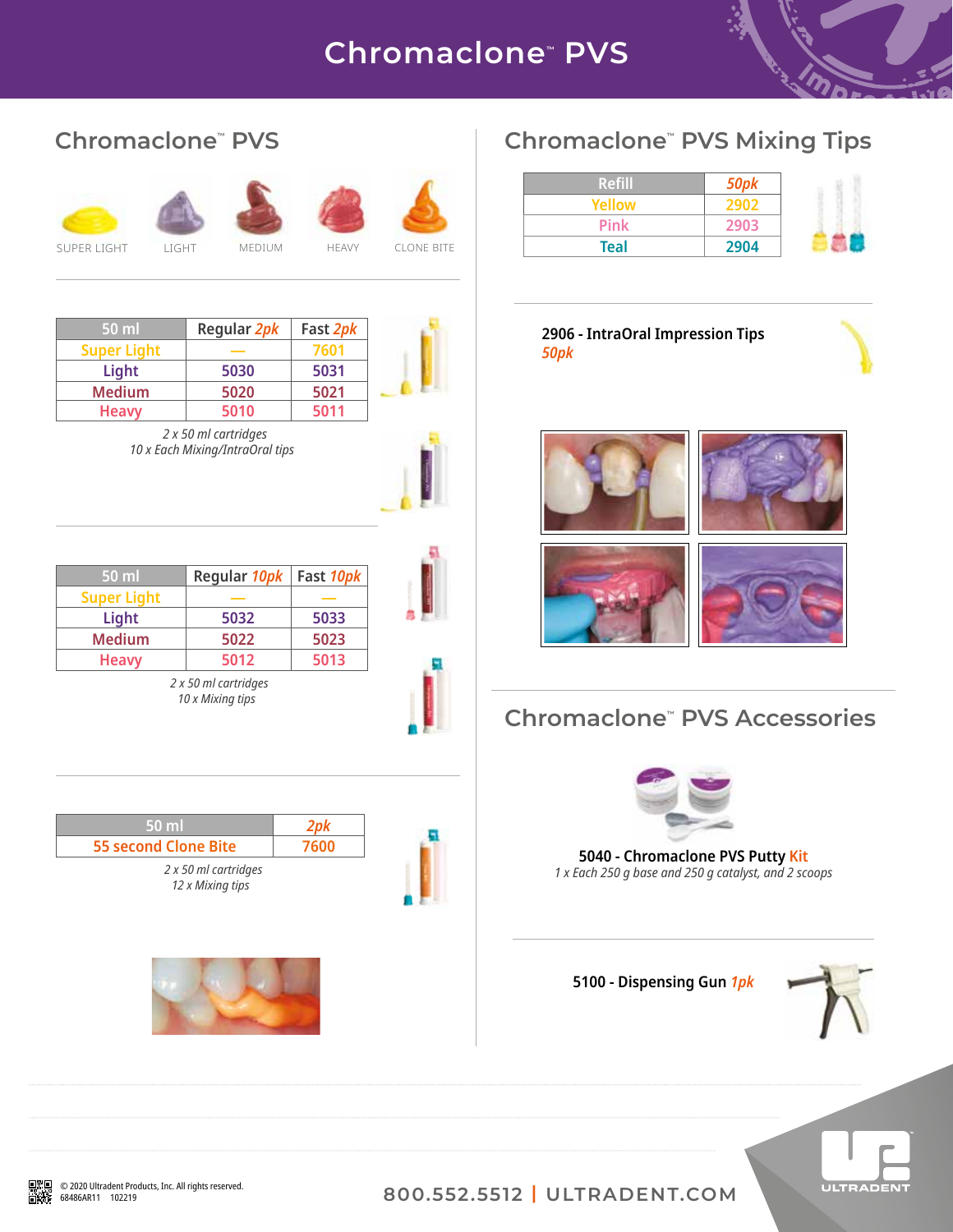# Chromaclone™ PVS

## Chromaclone™ PVS

SUPER LIGHT LIGHT MEDIUM HEAVY CLONE BITE

| 50 ml | Regular *2pk* | Fast *2pk* |
|---|---|---|
| Super Light | — | 7601 |
| Light | 5030 | 5031 |
| Medium | 5020 | 5021 |
| Heavy | 5010 | 5011 |

*2 x 50 ml cartridges*
*10 x Each Mixing/IntraOral tips*

| 50 ml | Regular *10pk* | Fast *10pk* |
|---|---|---|
| Super Light | — | — |
| Light | 5032 | 5033 |
| Medium | 5022 | 5023 |
| Heavy | 5012 | 5013 |

*2 x 50 ml cartridges*
*10 x Mixing tips*

| 50 ml | *2pk* |
|---|---|
| 55 second Clone Bite | 7600 |

*2 x 50 ml cartridges*
*12 x Mixing tips*

## Chromaclone™ PVS Mixing Tips

| Refill | *50pk* |
|---|---|
| Yellow | 2902 |
| Pink | 2903 |
| Teal | 2904 |

**2906 - IntraOral Impression Tips**
*50pk*

## Chromaclone™ PVS Accessories

**5040 - Chromaclone PVS Putty Kit**
*1 x Each 250 g base and 250 g catalyst, and 2 scoops*

**5100 - Dispensing Gun *1pk***

© 2020 Ultradent Products, Inc. All rights reserved.
68486AR11 102219

800.552.5512 | ULTRADENT.COM